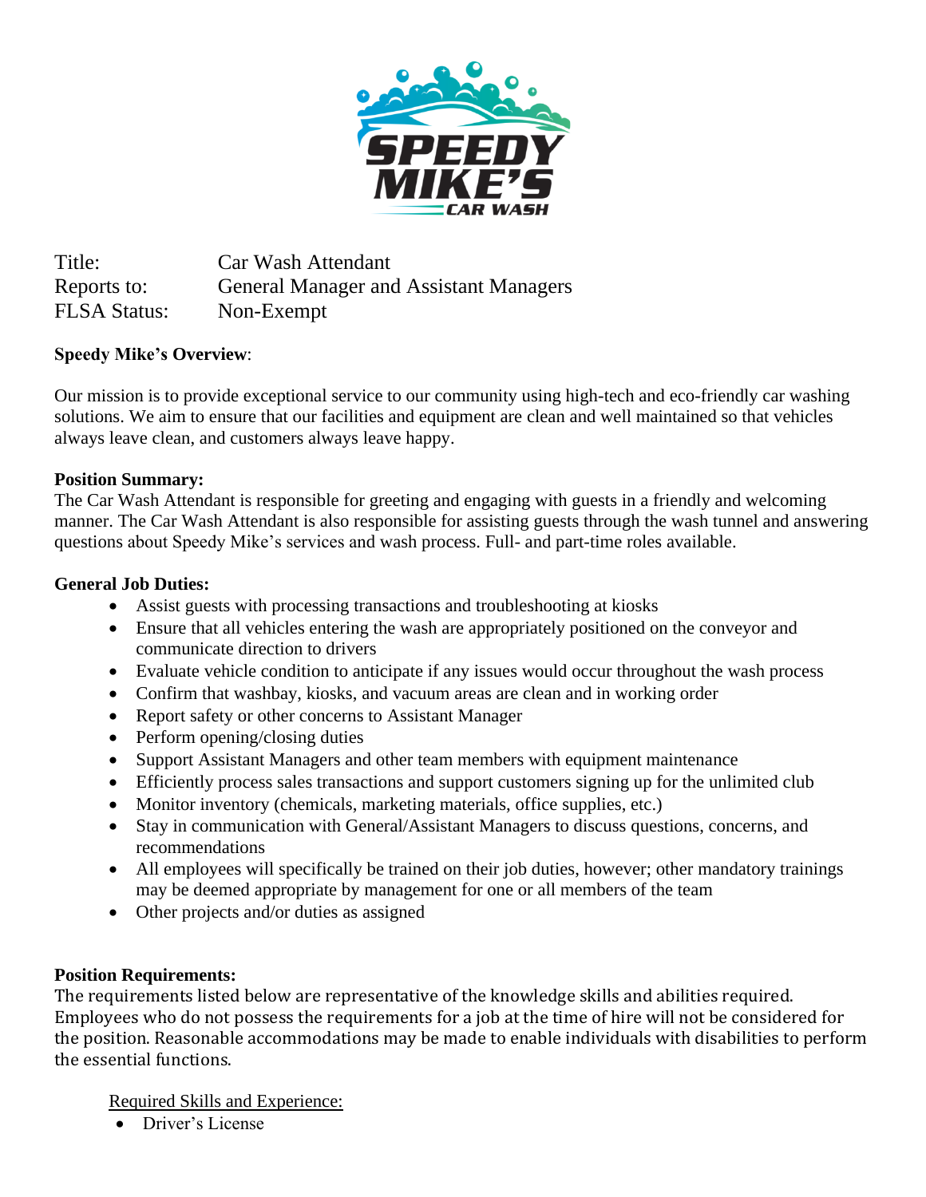Title: Car Wash Attendant
Reports to: General Manager and Assistant Managers
FLSA Status: Non-Exempt

**Speedy Mike's Overview**:

Our mission is to provide exceptional service to our community using high-tech and eco-friendly car washing solutions. We aim to ensure that our facilities and equipment are clean and well maintained so that vehicles always leave clean, and customers always leave happy.

**Position Summary:**
The Car Wash Attendant is responsible for greeting and engaging with guests in a friendly and welcoming manner. The Car Wash Attendant is also responsible for assisting guests through the wash tunnel and answering questions about Speedy Mike's services and wash process. Full- and part-time roles available.

**General Job Duties:**

- Assist guests with processing transactions and troubleshooting at kiosks
- Ensure that all vehicles entering the wash are appropriately positioned on the conveyor and communicate direction to drivers
- Evaluate vehicle condition to anticipate if any issues would occur throughout the wash process
- Confirm that washbay, kiosks, and vacuum areas are clean and in working order
- Report safety or other concerns to Assistant Manager
- Perform opening/closing duties
- Support Assistant Managers and other team members with equipment maintenance
- Efficiently process sales transactions and support customers signing up for the unlimited club
- Monitor inventory (chemicals, marketing materials, office supplies, etc.)
- Stay in communication with General/Assistant Managers to discuss questions, concerns, and recommendations
- All employees will specifically be trained on their job duties, however; other mandatory trainings may be deemed appropriate by management for one or all members of the team
- Other projects and/or duties as assigned

**Position Requirements:**
The requirements listed below are representative of the knowledge skills and abilities required. Employees who do not possess the requirements for a job at the time of hire will not be considered for the position. Reasonable accommodations may be made to enable individuals with disabilities to perform the essential functions.

Required Skills and Experience:

- Driver's License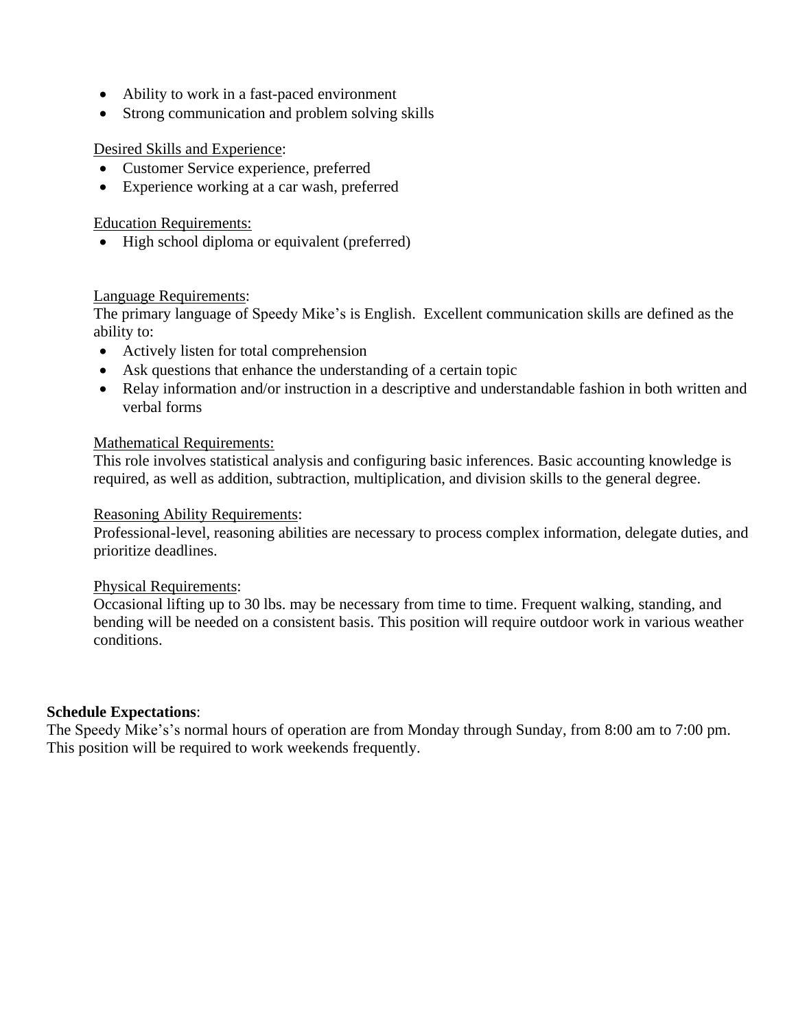- Ability to work in a fast-paced environment
- Strong communication and problem solving skills

<u>Desired Skills and Experience</u>:

- Customer Service experience, preferred
- Experience working at a car wash, preferred

<u>Education Requirements:</u>

- High school diploma or equivalent (preferred)

<u>Language Requirements</u>:

The primary language of Speedy Mike's is English. Excellent communication skills are defined as the ability to:

- Actively listen for total comprehension
- Ask questions that enhance the understanding of a certain topic
- Relay information and/or instruction in a descriptive and understandable fashion in both written and verbal forms

<u>Mathematical Requirements:</u>

This role involves statistical analysis and configuring basic inferences. Basic accounting knowledge is required, as well as addition, subtraction, multiplication, and division skills to the general degree.

<u>Reasoning Ability Requirements</u>:

Professional-level, reasoning abilities are necessary to process complex information, delegate duties, and prioritize deadlines.

<u>Physical Requirements</u>:

Occasional lifting up to 30 lbs. may be necessary from time to time. Frequent walking, standing, and bending will be needed on a consistent basis. This position will require outdoor work in various weather conditions.

**Schedule Expectations**:

The Speedy Mike's's normal hours of operation are from Monday through Sunday, from 8:00 am to 7:00 pm. This position will be required to work weekends frequently.